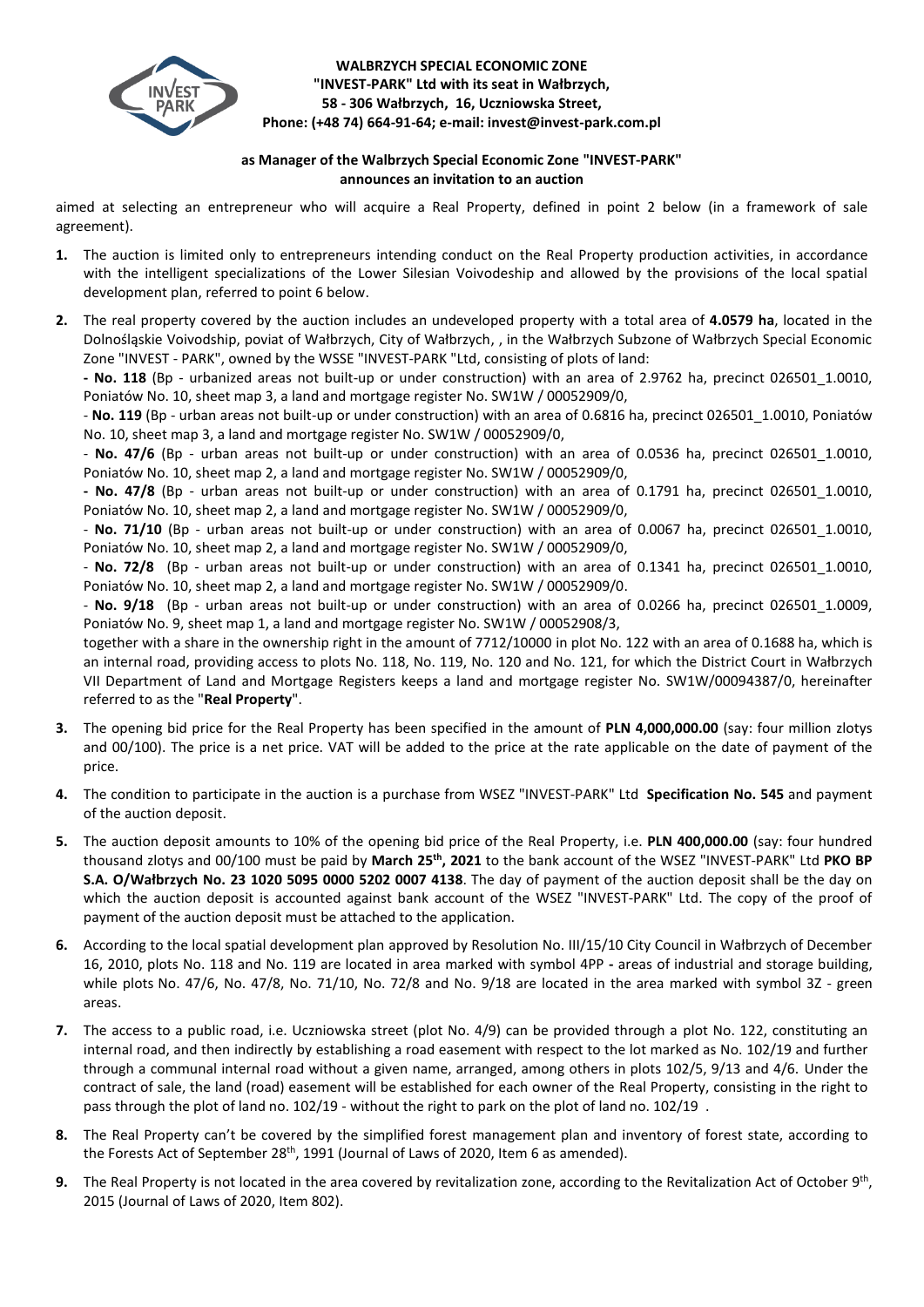**WALBRZYCH SPECIAL ECONOMIC ZONE**
**"INVEST-PARK" Ltd with its seat in Wałbrzych,**
**58 - 306 Wałbrzych, 16, Uczniowska Street,**
**Phone: (+48 74) 664-91-64; e-mail: invest@invest-park.com.pl**

**as Manager of the Walbrzych Special Economic Zone "INVEST-PARK"**
**announces an invitation to an auction**

aimed at selecting an entrepreneur who will acquire a Real Property, defined in point 2 below (in a framework of sale agreement).

1. The auction is limited only to entrepreneurs intending conduct on the Real Property production activities, in accordance with the intelligent specializations of the Lower Silesian Voivodeship and allowed by the provisions of the local spatial development plan, referred to point 6 below.

2. The real property covered by the auction includes an undeveloped property with a total area of **4.0579 ha**, located in the Dolnośląskie Voivodship, poviat of Wałbrzych, City of Wałbrzych, , in the Wałbrzych Subzone of Wałbrzych Special Economic Zone "INVEST - PARK", owned by the WSSE "INVEST-PARK "Ltd, consisting of plots of land:
   - **No. 118** (Bp - urbanized areas not built-up or under construction) with an area of 2.9762 ha, precinct 026501_1.0010, Poniatów No. 10, sheet map 3, a land and mortgage register No. SW1W / 00052909/0,
   - **No. 119** (Bp - urban areas not built-up or under construction) with an area of 0.6816 ha, precinct 026501_1.0010, Poniatów No. 10, sheet map 3, a land and mortgage register No. SW1W / 00052909/0,
   - **No. 47/6** (Bp - urban areas not built-up or under construction) with an area of 0.0536 ha, precinct 026501_1.0010, Poniatów No. 10, sheet map 2, a land and mortgage register No. SW1W / 00052909/0,
   - **No. 47/8** (Bp - urban areas not built-up or under construction) with an area of 0.1791 ha, precinct 026501_1.0010, Poniatów No. 10, sheet map 2, a land and mortgage register No. SW1W / 00052909/0,
   - **No. 71/10** (Bp - urban areas not built-up or under construction) with an area of 0.0067 ha, precinct 026501_1.0010, Poniatów No. 10, sheet map 2, a land and mortgage register No. SW1W / 00052909/0,
   - **No. 72/8** (Bp - urban areas not built-up or under construction) with an area of 0.1341 ha, precinct 026501_1.0010, Poniatów No. 10, sheet map 2, a land and mortgage register No. SW1W / 00052909/0.
   - **No. 9/18** (Bp - urban areas not built-up or under construction) with an area of 0.0266 ha, precinct 026501_1.0009, Poniatów No. 9, sheet map 1, a land and mortgage register No. SW1W / 00052908/3,

   together with a share in the ownership right in the amount of 7712/10000 in plot No. 122 with an area of 0.1688 ha, which is an internal road, providing access to plots No. 118, No. 119, No. 120 and No. 121, for which the District Court in Wałbrzych VII Department of Land and Mortgage Registers keeps a land and mortgage register No. SW1W/00094387/0, hereinafter referred to as the "**Real Property**".

3. The opening bid price for the Real Property has been specified in the amount of **PLN 4,000,000.00** (say: four million zlotys and 00/100). The price is a net price. VAT will be added to the price at the rate applicable on the date of payment of the price.

4. The condition to participate in the auction is a purchase from WSEZ "INVEST-PARK" Ltd **Specification No. 545** and payment of the auction deposit.

5. The auction deposit amounts to 10% of the opening bid price of the Real Property, i.e. **PLN 400,000.00** (say: four hundred thousand zlotys and 00/100 must be paid by **March 25th, 2021** to the bank account of the WSEZ "INVEST-PARK" Ltd **PKO BP S.A. O/Wałbrzych No. 23 1020 5095 0000 5202 0007 4138**. The day of payment of the auction deposit shall be the day on which the auction deposit is accounted against bank account of the WSEZ "INVEST-PARK" Ltd. The copy of the proof of payment of the auction deposit must be attached to the application.

6. According to the local spatial development plan approved by Resolution No. III/15/10 City Council in Wałbrzych of December 16, 2010, plots No. 118 and No. 119 are located in area marked with symbol 4PP **-** areas of industrial and storage building, while plots No. 47/6, No. 47/8, No. 71/10, No. 72/8 and No. 9/18 are located in the area marked with symbol 3Z - green areas.

7. The access to a public road, i.e. Uczniowska street (plot No. 4/9) can be provided through a plot No. 122, constituting an internal road, and then indirectly by establishing a road easement with respect to the lot marked as No. 102/19 and further through a communal internal road without a given name, arranged, among others in plots 102/5, 9/13 and 4/6. Under the contract of sale, the land (road) easement will be established for each owner of the Real Property, consisting in the right to pass through the plot of land no. 102/19 - without the right to park on the plot of land no. 102/19 .

8. The Real Property can't be covered by the simplified forest management plan and inventory of forest state, according to the Forests Act of September 28th, 1991 (Journal of Laws of 2020, Item 6 as amended).

9. The Real Property is not located in the area covered by revitalization zone, according to the Revitalization Act of October 9th, 2015 (Journal of Laws of 2020, Item 802).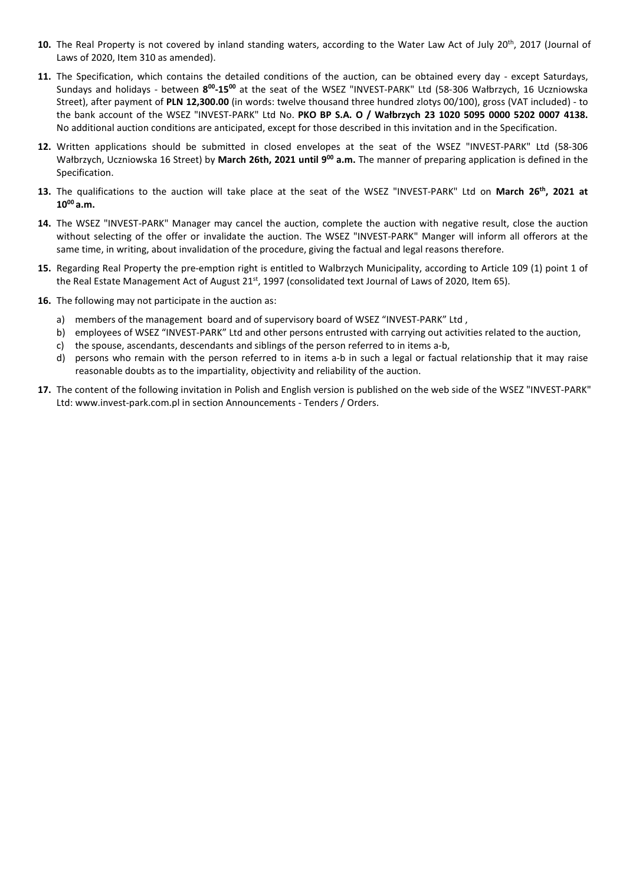**10.** The Real Property is not covered by inland standing waters, according to the Water Law Act of July 20th, 2017 (Journal of Laws of 2020, Item 310 as amended).

**11.** The Specification, which contains the detailed conditions of the auction, can be obtained every day - except Saturdays, Sundays and holidays - between **8:00-15:00** at the seat of the WSEZ "INVEST-PARK" Ltd (58-306 Wałbrzych, 16 Uczniowska Street), after payment of **PLN 12,300.00** (in words: twelve thousand three hundred zlotys 00/100), gross (VAT included) - to the bank account of the WSEZ "INVEST-PARK" Ltd No. **PKO BP S.A. O / Wałbrzych 23 1020 5095 0000 5202 0007 4138.** No additional auction conditions are anticipated, except for those described in this invitation and in the Specification.

**12.** Written applications should be submitted in closed envelopes at the seat of the WSEZ "INVEST-PARK" Ltd (58-306 Wałbrzych, Uczniowska 16 Street) by **March 26th, 2021 until 9:00 a.m.** The manner of preparing application is defined in the Specification.

**13.** The qualifications to the auction will take place at the seat of the WSEZ "INVEST-PARK" Ltd on **March 26th, 2021 at 10:00 a.m.**

**14.** The WSEZ "INVEST-PARK" Manager may cancel the auction, complete the auction with negative result, close the auction without selecting of the offer or invalidate the auction. The WSEZ "INVEST-PARK" Manger will inform all offerors at the same time, in writing, about invalidation of the procedure, giving the factual and legal reasons therefore.

**15.** Regarding Real Property the pre-emption right is entitled to Walbrzych Municipality, according to Article 109 (1) point 1 of the Real Estate Management Act of August 21st, 1997 (consolidated text Journal of Laws of 2020, Item 65).

**16.** The following may not participate in the auction as:

a) members of the management board and of supervisory board of WSEZ "INVEST-PARK" Ltd ,
b) employees of WSEZ "INVEST-PARK" Ltd and other persons entrusted with carrying out activities related to the auction,
c) the spouse, ascendants, descendants and siblings of the person referred to in items a-b,
d) persons who remain with the person referred to in items a-b in such a legal or factual relationship that it may raise reasonable doubts as to the impartiality, objectivity and reliability of the auction.

**17.** The content of the following invitation in Polish and English version is published on the web side of the WSEZ "INVEST-PARK" Ltd: www.invest-park.com.pl in section Announcements - Tenders / Orders.